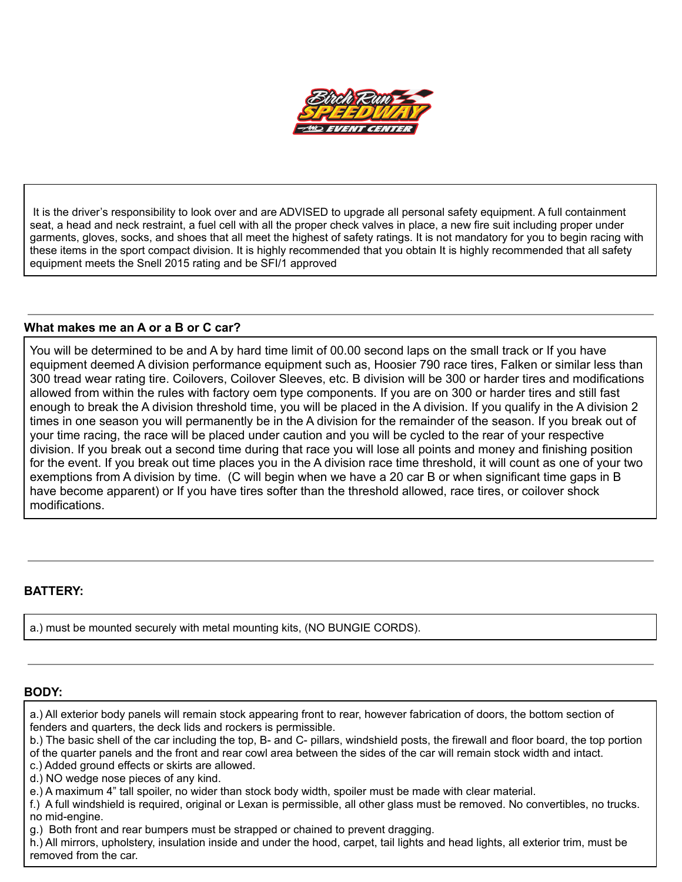It is the driver's responsibility to look over and are ADVISED to upgrade all personal safety equipment. A full containment seat, a head and neck restraint, a fuel cell with all the proper check valves in place, a new fire suit including proper under garments, gloves, socks, and shoes that all meet the highest of safety ratings. It is not mandatory for you to begin racing with these items in the sport compact division. It is highly recommended that you obtain It is highly recommended that all safety equipment meets the Snell 2015 rating and be SFI/1 approved

---

**What makes me an A or a B or C car?**

You will be determined to be and A by hard time limit of 00.00 second laps on the small track or If you have equipment deemed A division performance equipment such as, Hoosier 790 race tires, Falken or similar less than 300 tread wear rating tire. Coilovers, Coilover Sleeves, etc. B division will be 300 or harder tires and modifications allowed from within the rules with factory oem type components. If you are on 300 or harder tires and still fast enough to break the A division threshold time, you will be placed in the A division. If you qualify in the A division 2 times in one season you will permanently be in the A division for the remainder of the season. If you break out of your time racing, the race will be placed under caution and you will be cycled to the rear of your respective division. If you break out a second time during that race you will lose all points and money and finishing position for the event. If you break out time places you in the A division race time threshold, it will count as one of your two exemptions from A division by time. (C will begin when we have a 20 car B or when significant time gaps in B have become apparent) or If you have tires softer than the threshold allowed, race tires, or coilover shock modifications.

---

**BATTERY:**

a.) must be mounted securely with metal mounting kits, (NO BUNGIE CORDS).

---

**BODY:**

a.) All exterior body panels will remain stock appearing front to rear, however fabrication of doors, the bottom section of fenders and quarters, the deck lids and rockers is permissible.
b.) The basic shell of the car including the top, B- and C- pillars, windshield posts, the firewall and floor board, the top portion of the quarter panels and the front and rear cowl area between the sides of the car will remain stock width and intact.
c.) Added ground effects or skirts are allowed.
d.) NO wedge nose pieces of any kind.
e.) A maximum 4" tall spoiler, no wider than stock body width, spoiler must be made with clear material.
f.) A full windshield is required, original or Lexan is permissible, all other glass must be removed. No convertibles, no trucks. no mid-engine.
g.) Both front and rear bumpers must be strapped or chained to prevent dragging.
h.) All mirrors, upholstery, insulation inside and under the hood, carpet, tail lights and head lights, all exterior trim, must be removed from the car.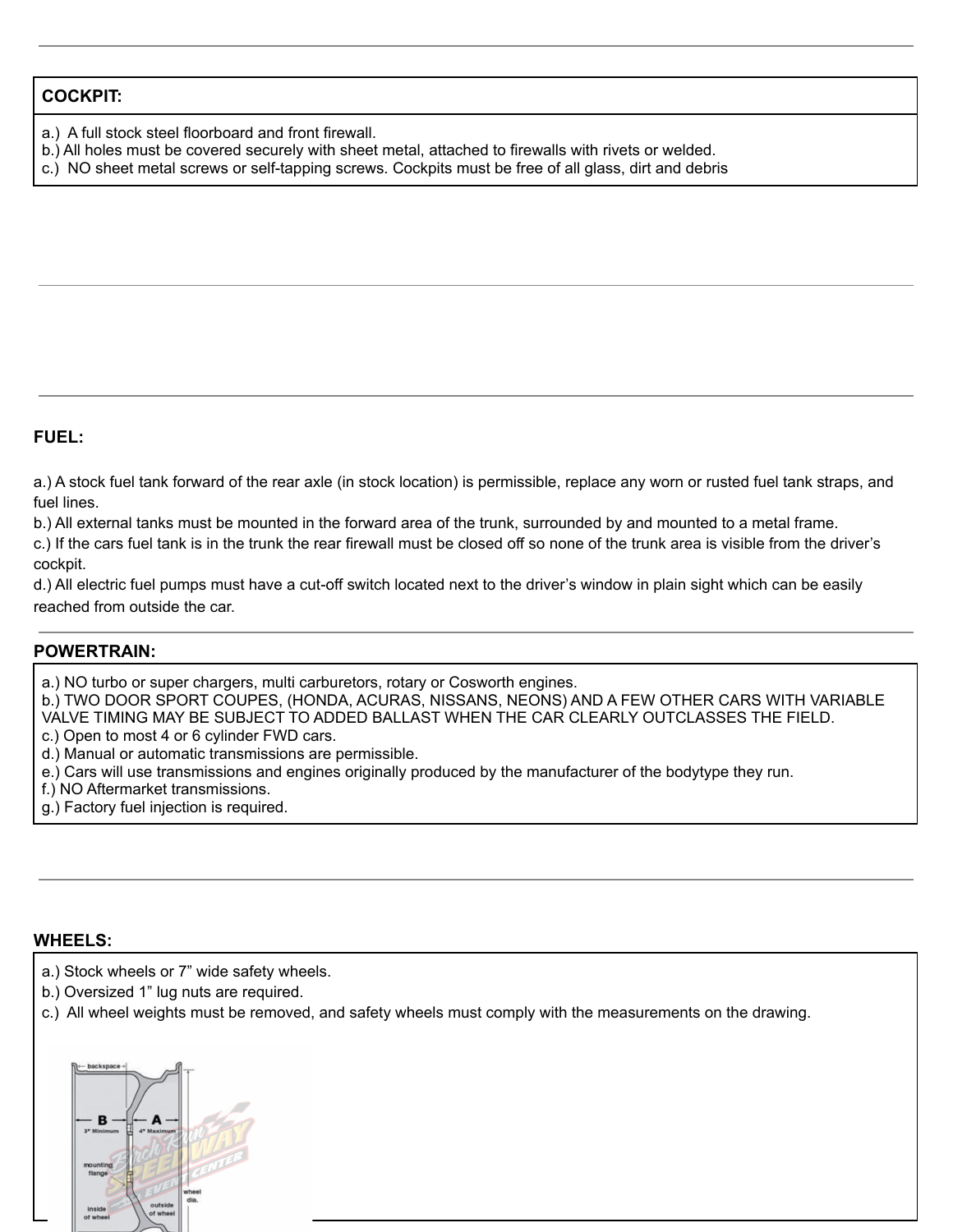## COCKPIT:

a.) A full stock steel floorboard and front firewall.
b.) All holes must be covered securely with sheet metal, attached to firewalls with rivets or welded.
c.) NO sheet metal screws or self-tapping screws. Cockpits must be free of all glass, dirt and debris

## FUEL:

a.) A stock fuel tank forward of the rear axle (in stock location) is permissible, replace any worn or rusted fuel tank straps, and fuel lines.
b.) All external tanks must be mounted in the forward area of the trunk, surrounded by and mounted to a metal frame.
c.) If the cars fuel tank is in the trunk the rear firewall must be closed off so none of the trunk area is visible from the driver's cockpit.
d.) All electric fuel pumps must have a cut-off switch located next to the driver's window in plain sight which can be easily reached from outside the car.

## POWERTRAIN:

a.) NO turbo or super chargers, multi carburetors, rotary or Cosworth engines.
b.) TWO DOOR SPORT COUPES, (HONDA, ACURAS, NISSANS, NEONS) AND A FEW OTHER CARS WITH VARIABLE VALVE TIMING MAY BE SUBJECT TO ADDED BALLAST WHEN THE CAR CLEARLY OUTCLASSES THE FIELD.
c.) Open to most 4 or 6 cylinder FWD cars.
d.) Manual or automatic transmissions are permissible.
e.) Cars will use transmissions and engines originally produced by the manufacturer of the bodytype they run.
f.) NO Aftermarket transmissions.
g.) Factory fuel injection is required.

## WHEELS:

a.) Stock wheels or 7" wide safety wheels.
b.) Oversized 1" lug nuts are required.
c.) All wheel weights must be removed, and safety wheels must comply with the measurements on the drawing.

backspace
B 3" Minimum
A 4" Maximum
mounting flange
inside of wheel
outside of wheel
wheel dia.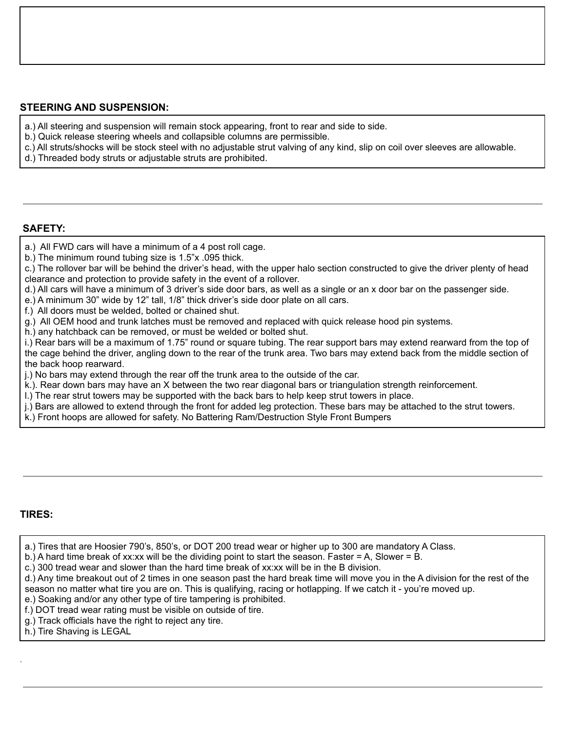## STEERING AND SUSPENSION:

a.) All steering and suspension will remain stock appearing, front to rear and side to side.
b.) Quick release steering wheels and collapsible columns are permissible.
c.) All struts/shocks will be stock steel with no adjustable strut valving of any kind, slip on coil over sleeves are allowable.
d.) Threaded body struts or adjustable struts are prohibited.

---

## SAFETY:

a.) All FWD cars will have a minimum of a 4 post roll cage.
b.) The minimum round tubing size is 1.5"x .095 thick.
c.) The rollover bar will be behind the driver's head, with the upper halo section constructed to give the driver plenty of head clearance and protection to provide safety in the event of a rollover.
d.) All cars will have a minimum of 3 driver's side door bars, as well as a single or an x door bar on the passenger side.
e.) A minimum 30" wide by 12" tall, 1/8" thick driver's side door plate on all cars.
f.) All doors must be welded, bolted or chained shut.
g.) All OEM hood and trunk latches must be removed and replaced with quick release hood pin systems.
h.) any hatchback can be removed, or must be welded or bolted shut.
i.) Rear bars will be a maximum of 1.75" round or square tubing. The rear support bars may extend rearward from the top of the cage behind the driver, angling down to the rear of the trunk area. Two bars may extend back from the middle section of the back hoop rearward.
j.) No bars may extend through the rear off the trunk area to the outside of the car.
k.). Rear down bars may have an X between the two rear diagonal bars or triangulation strength reinforcement.
l.) The rear strut towers may be supported with the back bars to help keep strut towers in place.
j.) Bars are allowed to extend through the front for added leg protection. These bars may be attached to the strut towers.
k.) Front hoops are allowed for safety. No Battering Ram/Destruction Style Front Bumpers

---

## TIRES:

a.) Tires that are Hoosier 790's, 850's, or DOT 200 tread wear or higher up to 300 are mandatory A Class.
b.) A hard time break of xx:xx will be the dividing point to start the season. Faster = A, Slower = B.
c.) 300 tread wear and slower than the hard time break of xx:xx will be in the B division.
d.) Any time breakout out of 2 times in one season past the hard break time will move you in the A division for the rest of the season no matter what tire you are on. This is qualifying, racing or hotlapping. If we catch it - you're moved up.
e.) Soaking and/or any other type of tire tampering is prohibited.
f.) DOT tread wear rating must be visible on outside of tire.
g.) Track officials have the right to reject any tire.
h.) Tire Shaving is LEGAL

.

---